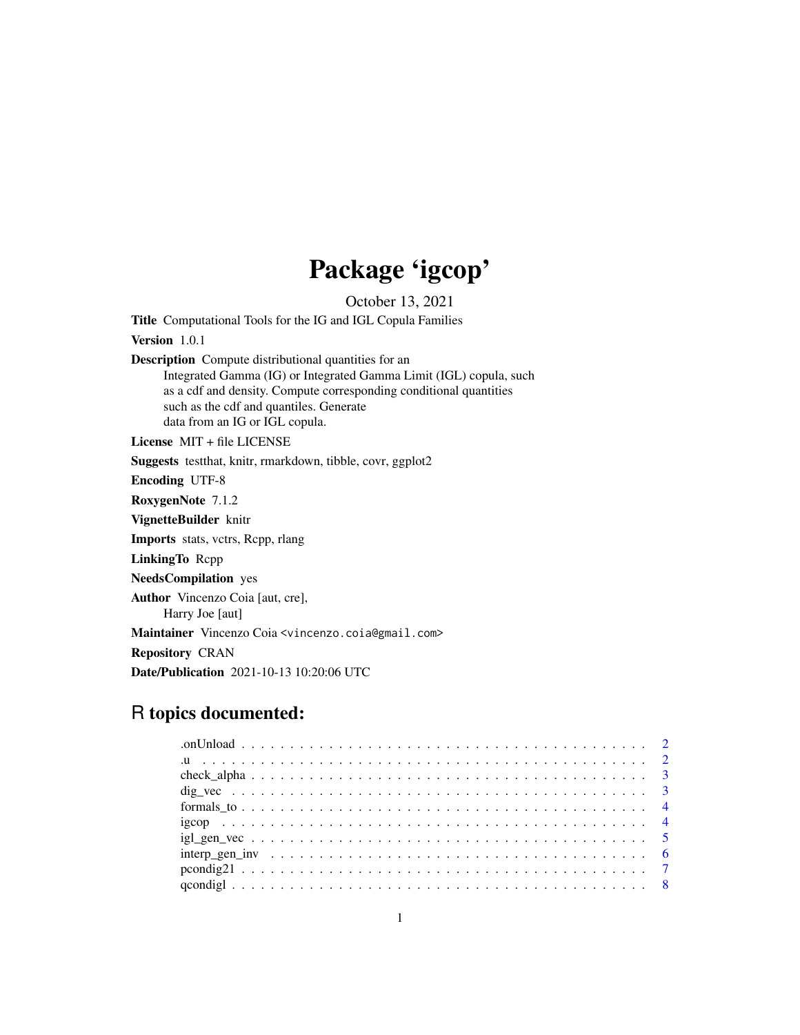# Package 'igcop'

October 13, 2021

**Title** Computational Tools for the IG and IGL Copula Families

**Version** 1.0.1

**Description** Compute distributional quantities for an Integrated Gamma (IG) or Integrated Gamma Limit (IGL) copula, such as a cdf and density. Compute corresponding conditional quantities such as the cdf and quantiles. Generate data from an IG or IGL copula.

**License** MIT + file LICENSE

**Suggests** testthat, knitr, rmarkdown, tibble, covr, ggplot2

**Encoding** UTF-8

**RoxygenNote** 7.1.2

**VignetteBuilder** knitr

**Imports** stats, vctrs, Rcpp, rlang

**LinkingTo** Rcpp

**NeedsCompilation** yes

**Author** Vincenzo Coia [aut, cre], Harry Joe [aut]

**Maintainer** Vincenzo Coia <vincenzo.coia@gmail.com>

**Repository** CRAN

**Date/Publication** 2021-10-13 10:20:06 UTC

## R topics documented:

| | |
|---|---|
| .onUnload | 2 |
| .u | 2 |
| check_alpha | 3 |
| dig_vec | 3 |
| formals_to | 4 |
| igcop | 4 |
| igl_gen_vec | 5 |
| interp_gen_inv | 6 |
| pcondig21 | 7 |
| qcondigl | 8 |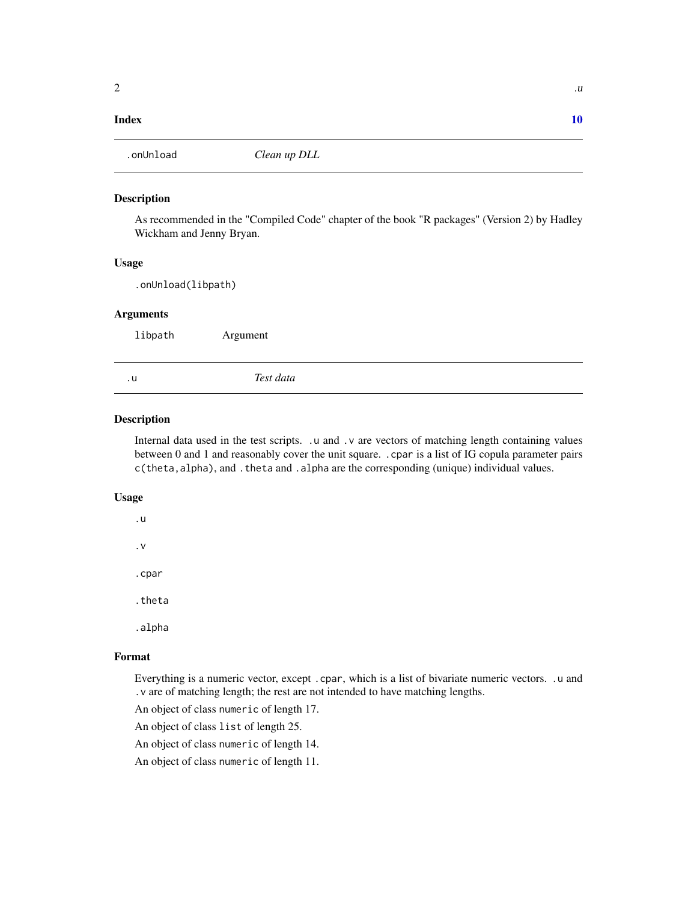Index 10

## .onUnload — *Clean up DLL*

### Description

As recommended in the "Compiled Code" chapter of the book "R packages" (Version 2) by Hadley Wickham and Jenny Bryan.

### Usage

```
.onUnload(libpath)
```

### Arguments

| | |
|---|---|
| `libpath` | Argument |

## .u — *Test data*

### Description

Internal data used in the test scripts. `.u` and `.v` are vectors of matching length containing values between 0 and 1 and reasonably cover the unit square. `.cpar` is a list of IG copula parameter pairs `c(theta,alpha)`, and `.theta` and `.alpha` are the corresponding (unique) individual values.

### Usage

```
.u

.v

.cpar

.theta

.alpha
```

### Format

Everything is a numeric vector, except `.cpar`, which is a list of bivariate numeric vectors. `.u` and `.v` are of matching length; the rest are not intended to have matching lengths.

An object of class `numeric` of length 17.

An object of class `list` of length 25.

An object of class `numeric` of length 14.

An object of class `numeric` of length 11.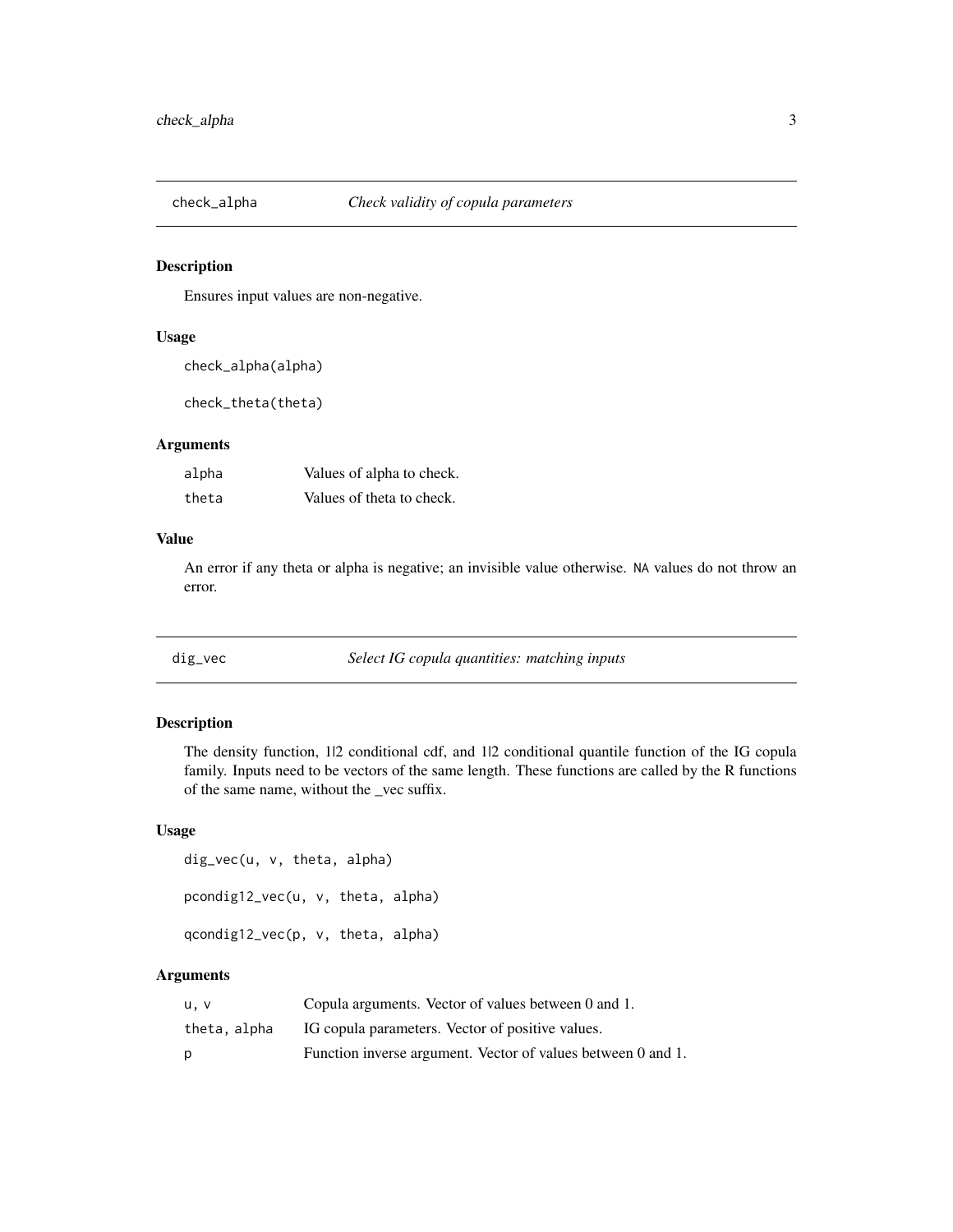## check_alpha — *Check validity of copula parameters*

### Description

Ensures input values are non-negative.

### Usage

```
check_alpha(alpha)

check_theta(theta)
```

### Arguments

| | |
|---|---|
| alpha | Values of alpha to check. |
| theta | Values of theta to check. |

### Value

An error if any theta or alpha is negative; an invisible value otherwise. NA values do not throw an error.

## dig_vec — *Select IG copula quantities: matching inputs*

### Description

The density function, 1|2 conditional cdf, and 1|2 conditional quantile function of the IG copula family. Inputs need to be vectors of the same length. These functions are called by the R functions of the same name, without the _vec suffix.

### Usage

```
dig_vec(u, v, theta, alpha)

pcondig12_vec(u, v, theta, alpha)

qcondig12_vec(p, v, theta, alpha)
```

### Arguments

| | |
|---|---|
| u, v | Copula arguments. Vector of values between 0 and 1. |
| theta, alpha | IG copula parameters. Vector of positive values. |
| p | Function inverse argument. Vector of values between 0 and 1. |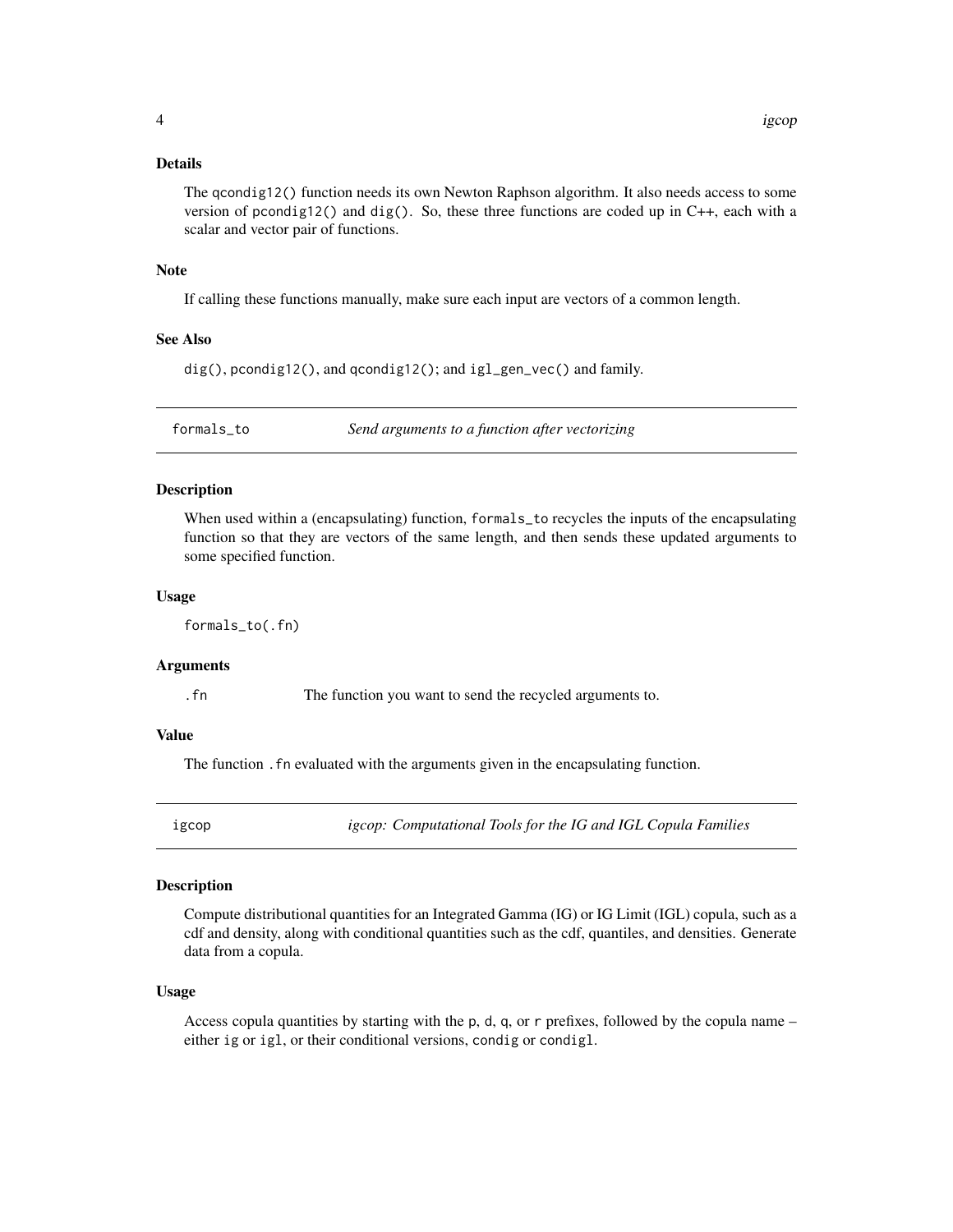### Details

The `qcondig12()` function needs its own Newton Raphson algorithm. It also needs access to some version of `pcondig12()` and `dig()`. So, these three functions are coded up in C++, each with a scalar and vector pair of functions.

### Note

If calling these functions manually, make sure each input are vectors of a common length.

### See Also

`dig()`, `pcondig12()`, and `qcondig12()`; and `igl_gen_vec()` and family.

---

## formals_to — *Send arguments to a function after vectorizing*

### Description

When used within a (encapsulating) function, `formals_to` recycles the inputs of the encapsulating function so that they are vectors of the same length, and then sends these updated arguments to some specified function.

### Usage

```
formals_to(.fn)
```

### Arguments

| | |
|---|---|
| `.fn` | The function you want to send the recycled arguments to. |

### Value

The function `.fn` evaluated with the arguments given in the encapsulating function.

---

## igcop — *igcop: Computational Tools for the IG and IGL Copula Families*

### Description

Compute distributional quantities for an Integrated Gamma (IG) or IG Limit (IGL) copula, such as a cdf and density, along with conditional quantities such as the cdf, quantiles, and densities. Generate data from a copula.

### Usage

Access copula quantities by starting with the `p`, `d`, `q`, or `r` prefixes, followed by the copula name – either `ig` or `igl`, or their conditional versions, `condig` or `condigl`.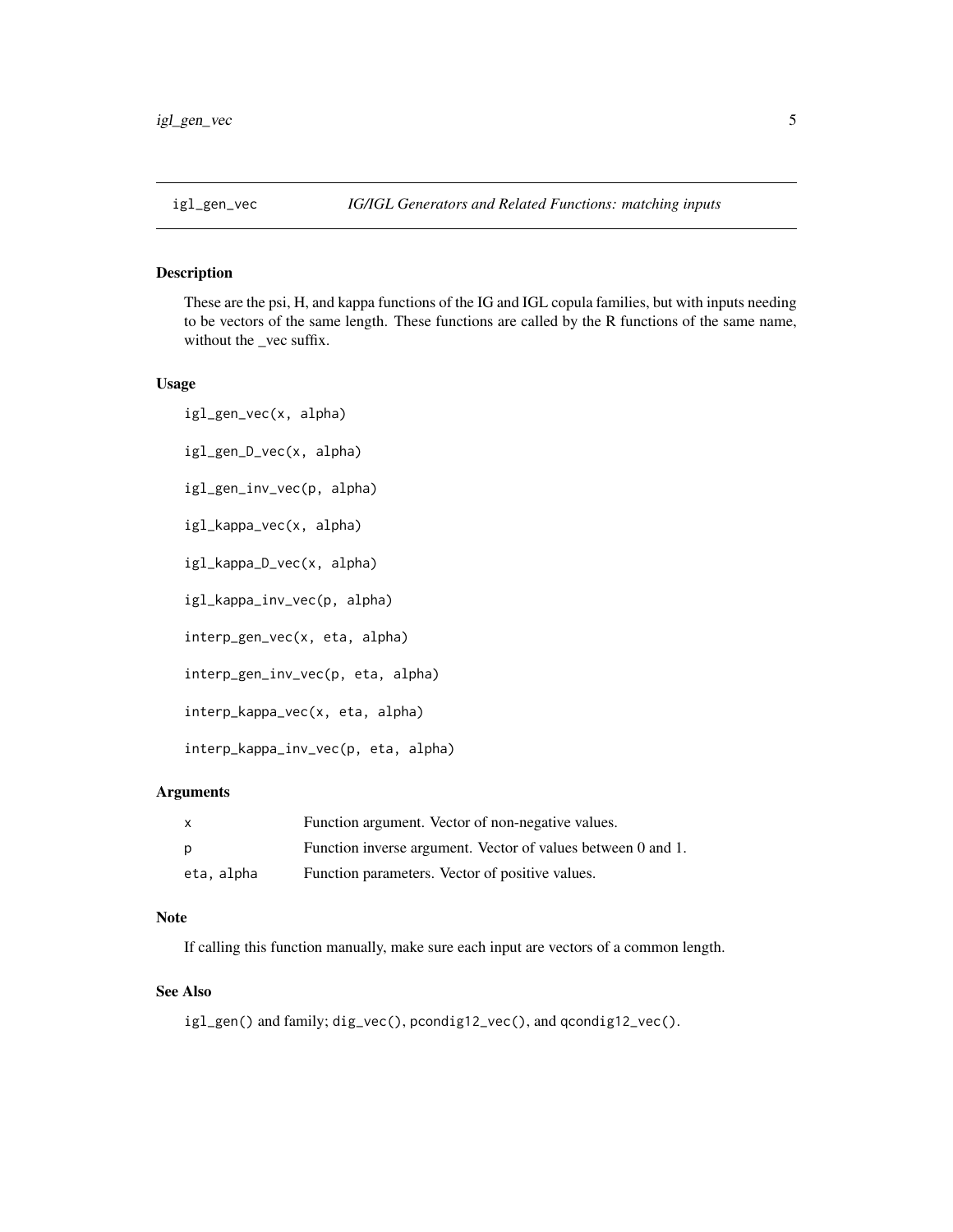# igl_gen_vec — IG/IGL Generators and Related Functions: matching inputs

## Description

These are the psi, H, and kappa functions of the IG and IGL copula families, but with inputs needing to be vectors of the same length. These functions are called by the R functions of the same name, without the _vec suffix.

## Usage

```
igl_gen_vec(x, alpha)

igl_gen_D_vec(x, alpha)

igl_gen_inv_vec(p, alpha)

igl_kappa_vec(x, alpha)

igl_kappa_D_vec(x, alpha)

igl_kappa_inv_vec(p, alpha)

interp_gen_vec(x, eta, alpha)

interp_gen_inv_vec(p, eta, alpha)

interp_kappa_vec(x, eta, alpha)

interp_kappa_inv_vec(p, eta, alpha)
```

## Arguments

| | |
|---|---|
| `x` | Function argument. Vector of non-negative values. |
| `p` | Function inverse argument. Vector of values between 0 and 1. |
| `eta, alpha` | Function parameters. Vector of positive values. |

## Note

If calling this function manually, make sure each input are vectors of a common length.

## See Also

`igl_gen()` and family; `dig_vec()`, `pcondig12_vec()`, and `qcondig12_vec()`.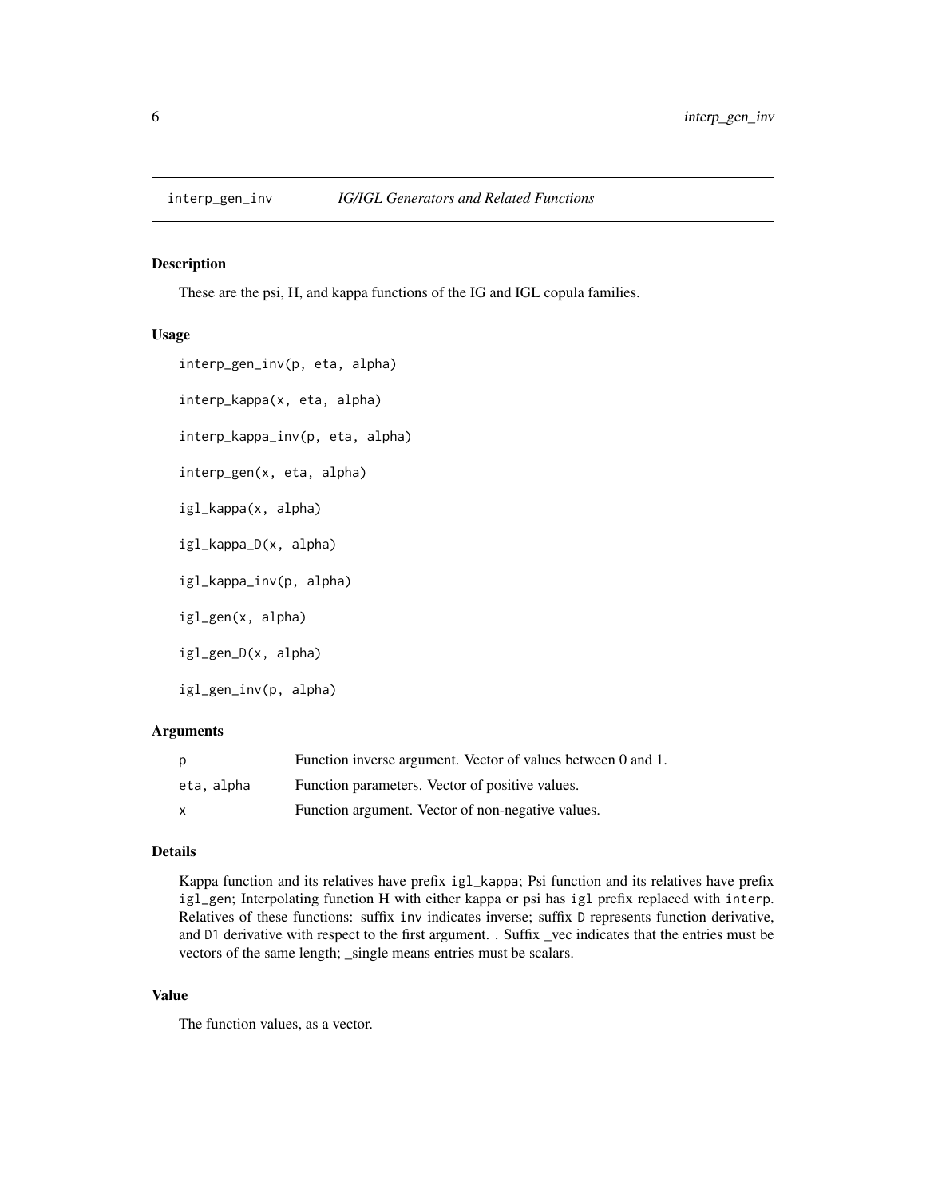## interp_gen_inv — *IG/IGL Generators and Related Functions*

### Description

These are the psi, H, and kappa functions of the IG and IGL copula families.

### Usage

```
interp_gen_inv(p, eta, alpha)

interp_kappa(x, eta, alpha)

interp_kappa_inv(p, eta, alpha)

interp_gen(x, eta, alpha)

igl_kappa(x, alpha)

igl_kappa_D(x, alpha)

igl_kappa_inv(p, alpha)

igl_gen(x, alpha)

igl_gen_D(x, alpha)

igl_gen_inv(p, alpha)
```

### Arguments

| | |
|---|---|
| `p` | Function inverse argument. Vector of values between 0 and 1. |
| `eta, alpha` | Function parameters. Vector of positive values. |
| `x` | Function argument. Vector of non-negative values. |

### Details

Kappa function and its relatives have prefix `igl_kappa`; Psi function and its relatives have prefix `igl_gen`; Interpolating function H with either kappa or psi has `igl` prefix replaced with `interp`. Relatives of these functions: suffix `inv` indicates inverse; suffix `D` represents function derivative, and `D1` derivative with respect to the first argument. . Suffix _vec indicates that the entries must be vectors of the same length; _single means entries must be scalars.

### Value

The function values, as a vector.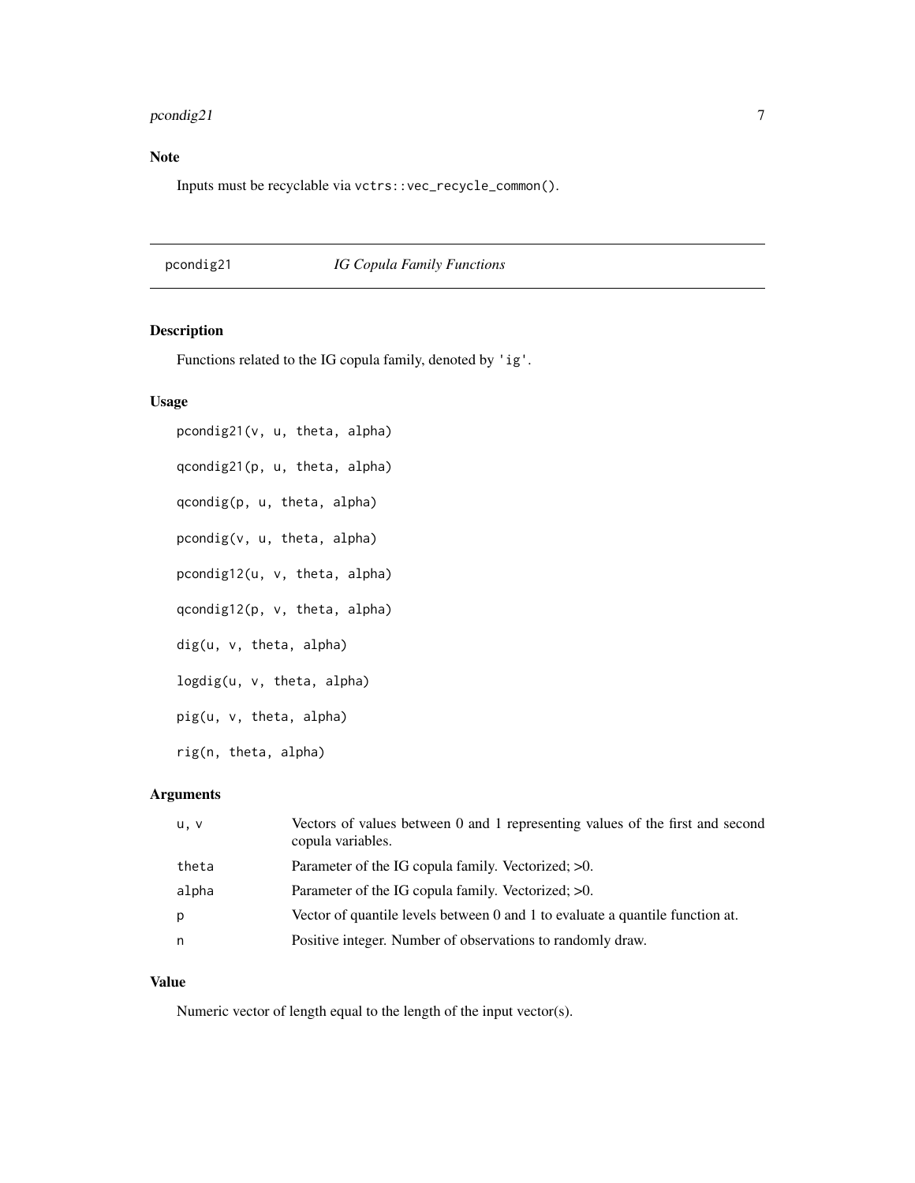## Note

Inputs must be recyclable via `vctrs::vec_recycle_common()`.

---

# pcondig21 *IG Copula Family Functions*

---

## Description

Functions related to the IG copula family, denoted by `'ig'`.

## Usage

```
pcondig21(v, u, theta, alpha)

qcondig21(p, u, theta, alpha)

qcondig(p, u, theta, alpha)

pcondig(v, u, theta, alpha)

pcondig12(u, v, theta, alpha)

qcondig12(p, v, theta, alpha)

dig(u, v, theta, alpha)

logdig(u, v, theta, alpha)

pig(u, v, theta, alpha)

rig(n, theta, alpha)
```

## Arguments

| | |
|---|---|
| `u, v` | Vectors of values between 0 and 1 representing values of the first and second copula variables. |
| `theta` | Parameter of the IG copula family. Vectorized; >0. |
| `alpha` | Parameter of the IG copula family. Vectorized; >0. |
| `p` | Vector of quantile levels between 0 and 1 to evaluate a quantile function at. |
| `n` | Positive integer. Number of observations to randomly draw. |

## Value

Numeric vector of length equal to the length of the input vector(s).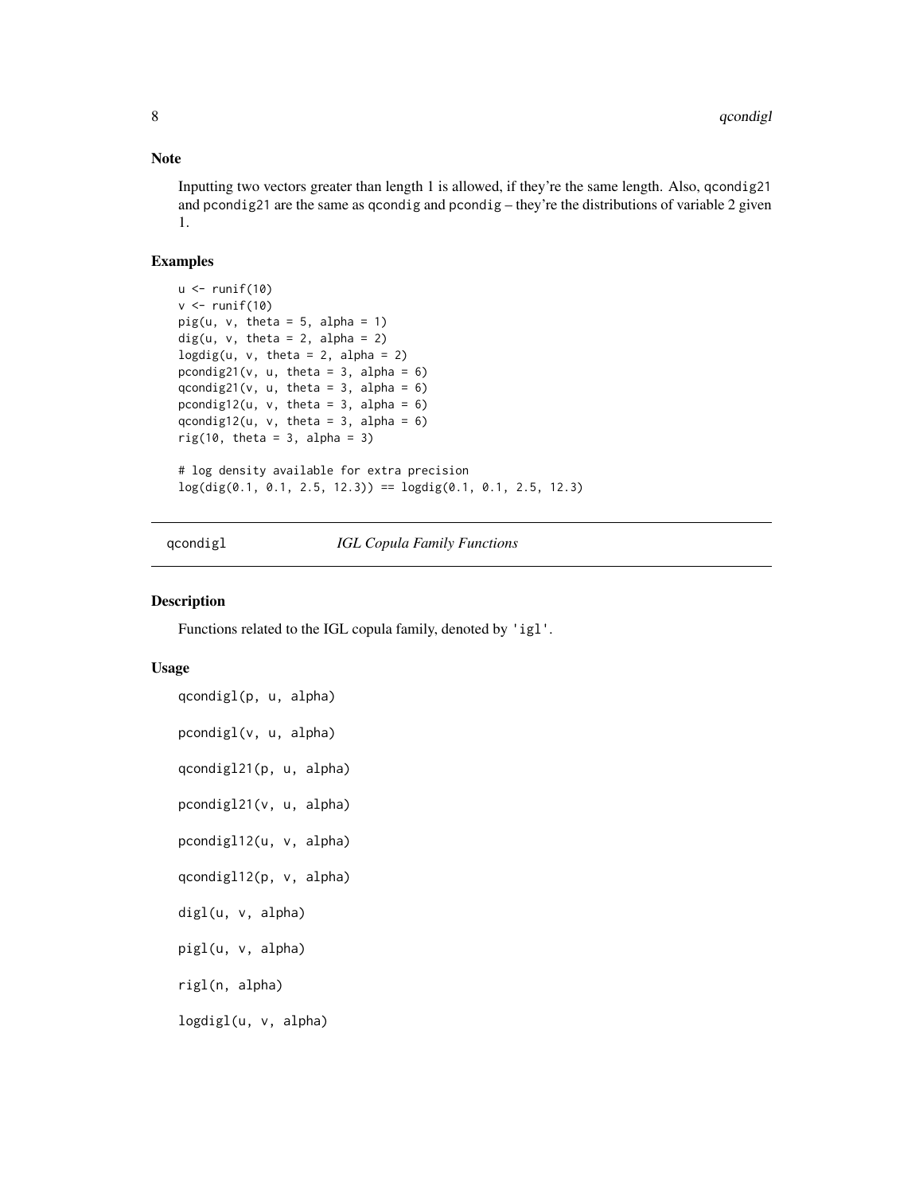## Note

Inputting two vectors greater than length 1 is allowed, if they're the same length. Also, `qcondig21` and `pcondig21` are the same as `qcondig` and `pcondig` – they're the distributions of variable 2 given 1.

## Examples

```
u <- runif(10)
v <- runif(10)
pig(u, v, theta = 5, alpha = 1)
dig(u, v, theta = 2, alpha = 2)
logdig(u, v, theta = 2, alpha = 2)
pcondig21(v, u, theta = 3, alpha = 6)
qcondig21(v, u, theta = 3, alpha = 6)
pcondig12(u, v, theta = 3, alpha = 6)
qcondig12(u, v, theta = 3, alpha = 6)
rig(10, theta = 3, alpha = 3)

# log density available for extra precision
log(dig(0.1, 0.1, 2.5, 12.3)) == logdig(0.1, 0.1, 2.5, 12.3)
```

---

# qcondigl — *IGL Copula Family Functions*

## Description

Functions related to the IGL copula family, denoted by `'igl'`.

## Usage

```
qcondigl(p, u, alpha)

pcondigl(v, u, alpha)

qcondigl21(p, u, alpha)

pcondigl21(v, u, alpha)

pcondigl12(u, v, alpha)

qcondigl12(p, v, alpha)

digl(u, v, alpha)

pigl(u, v, alpha)

rigl(n, alpha)

logdigl(u, v, alpha)
```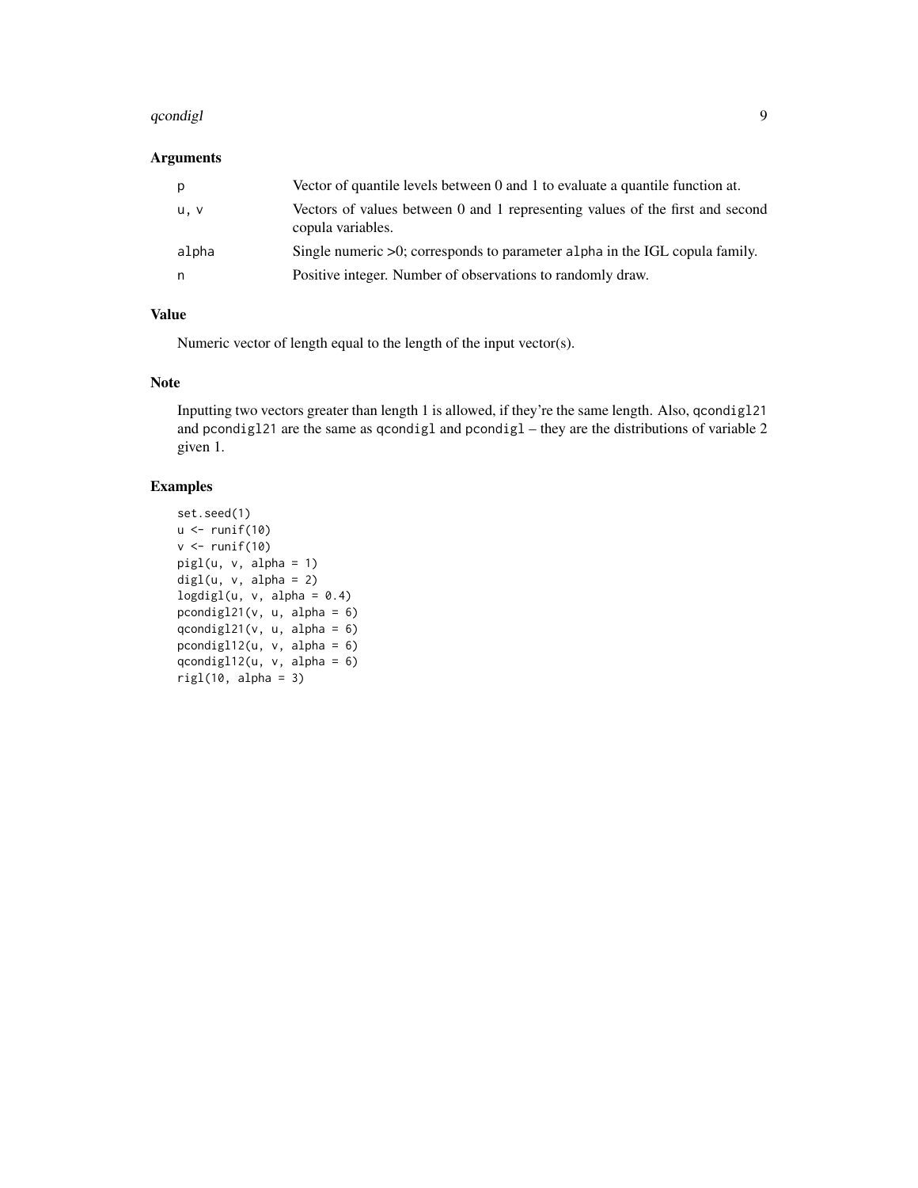## Arguments

| | |
|---|---|
| `p` | Vector of quantile levels between 0 and 1 to evaluate a quantile function at. |
| `u, v` | Vectors of values between 0 and 1 representing values of the first and second copula variables. |
| `alpha` | Single numeric >0; corresponds to parameter `alpha` in the IGL copula family. |
| `n` | Positive integer. Number of observations to randomly draw. |

## Value

Numeric vector of length equal to the length of the input vector(s).

## Note

Inputting two vectors greater than length 1 is allowed, if they're the same length. Also, `qcondigl21` and `pcondigl21` are the same as `qcondigl` and `pcondigl` – they are the distributions of variable 2 given 1.

## Examples

```
set.seed(1)
u <- runif(10)
v <- runif(10)
pigl(u, v, alpha = 1)
digl(u, v, alpha = 2)
logdigl(u, v, alpha = 0.4)
pcondigl21(v, u, alpha = 6)
qcondigl21(v, u, alpha = 6)
pcondigl12(u, v, alpha = 6)
qcondigl12(u, v, alpha = 6)
rigl(10, alpha = 3)
```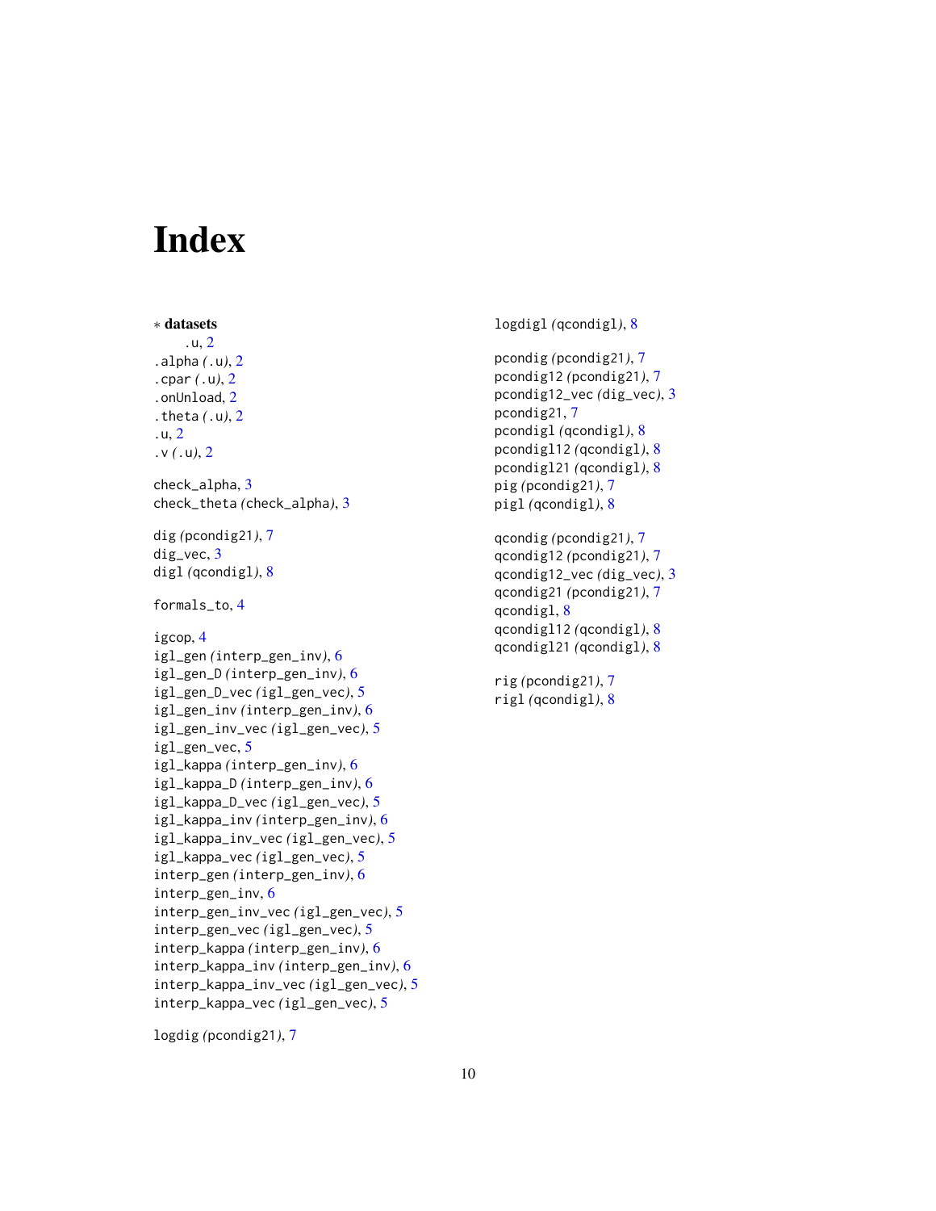# Index

∗ **datasets**
  .u, 2

.alpha *(*.u*)*, 2
.cpar *(*.u*)*, 2
.onUnload, 2
.theta *(*.u*)*, 2
.u, 2
.v *(*.u*)*, 2

check_alpha, 3
check_theta *(*check_alpha*)*, 3

dig *(*pcondig21*)*, 7
dig_vec, 3
digl *(*qcondigl*)*, 8

formals_to, 4

igcop, 4
igl_gen *(*interp_gen_inv*)*, 6
igl_gen_D *(*interp_gen_inv*)*, 6
igl_gen_D_vec *(*igl_gen_vec*)*, 5
igl_gen_inv *(*interp_gen_inv*)*, 6
igl_gen_inv_vec *(*igl_gen_vec*)*, 5
igl_gen_vec, 5
igl_kappa *(*interp_gen_inv*)*, 6
igl_kappa_D *(*interp_gen_inv*)*, 6
igl_kappa_D_vec *(*igl_gen_vec*)*, 5
igl_kappa_inv *(*interp_gen_inv*)*, 6
igl_kappa_inv_vec *(*igl_gen_vec*)*, 5
igl_kappa_vec *(*igl_gen_vec*)*, 5
interp_gen *(*interp_gen_inv*)*, 6
interp_gen_inv, 6
interp_gen_inv_vec *(*igl_gen_vec*)*, 5
interp_gen_vec *(*igl_gen_vec*)*, 5
interp_kappa *(*interp_gen_inv*)*, 6
interp_kappa_inv *(*interp_gen_inv*)*, 6
interp_kappa_inv_vec *(*igl_gen_vec*)*, 5
interp_kappa_vec *(*igl_gen_vec*)*, 5

logdig *(*pcondig21*)*, 7
logdigl *(*qcondigl*)*, 8

pcondig *(*pcondig21*)*, 7
pcondig12 *(*pcondig21*)*, 7
pcondig12_vec *(*dig_vec*)*, 3
pcondig21, 7
pcondigl *(*qcondigl*)*, 8
pcondigl12 *(*qcondigl*)*, 8
pcondigl21 *(*qcondigl*)*, 8
pig *(*pcondig21*)*, 7
pigl *(*qcondigl*)*, 8

qcondig *(*pcondig21*)*, 7
qcondig12 *(*pcondig21*)*, 7
qcondig12_vec *(*dig_vec*)*, 3
qcondig21 *(*pcondig21*)*, 7
qcondigl, 8
qcondigl12 *(*qcondigl*)*, 8
qcondigl21 *(*qcondigl*)*, 8

rig *(*pcondig21*)*, 7
rigl *(*qcondigl*)*, 8